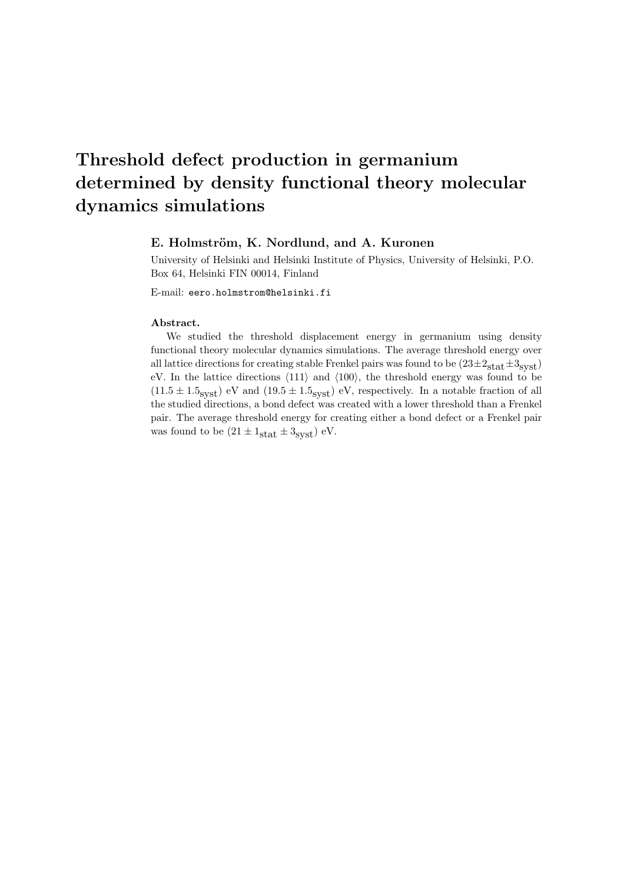# Threshold defect production in germanium determined by density functional theory molecular dynamics simulations

**E. Holmström, K. Nordlund, and A. Kuronen**

University of Helsinki and Helsinki Institute of Physics, University of Helsinki, P.O. Box 64, Helsinki FIN 00014, Finland

E-mail: `eero.holmstrom@helsinki.fi`

**Abstract.**

We studied the threshold displacement energy in germanium using density functional theory molecular dynamics simulations. The average threshold energy over all lattice directions for creating stable Frenkel pairs was found to be $(23 \pm 2_{\mathrm{stat}} \pm 3_{\mathrm{syst}})$ eV. In the lattice directions $\langle 111 \rangle$ and $\langle 100 \rangle$, the threshold energy was found to be $(11.5 \pm 1.5_{\mathrm{syst}})$ eV and $(19.5 \pm 1.5_{\mathrm{syst}})$ eV, respectively. In a notable fraction of all the studied directions, a bond defect was created with a lower threshold than a Frenkel pair. The average threshold energy for creating either a bond defect or a Frenkel pair was found to be $(21 \pm 1_{\mathrm{stat}} \pm 3_{\mathrm{syst}})$ eV.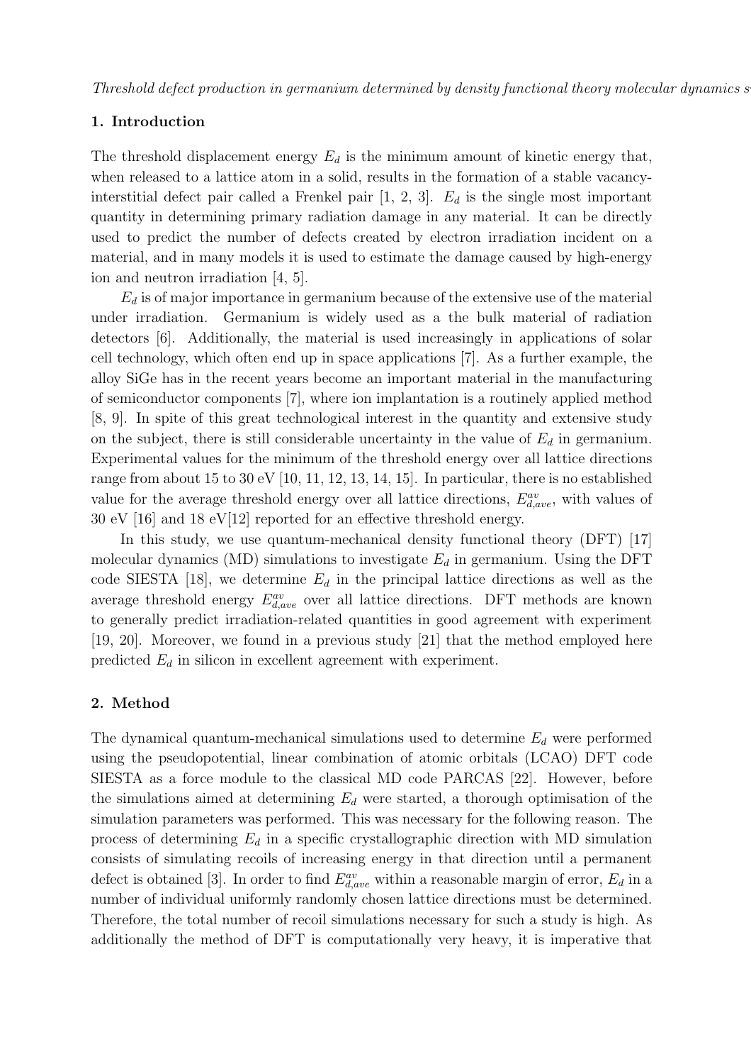## 1. Introduction

The threshold displacement energy $E_d$ is the minimum amount of kinetic energy that, when released to a lattice atom in a solid, results in the formation of a stable vacancy-interstitial defect pair called a Frenkel pair [1, 2, 3]. $E_d$ is the single most important quantity in determining primary radiation damage in any material. It can be directly used to predict the number of defects created by electron irradiation incident on a material, and in many models it is used to estimate the damage caused by high-energy ion and neutron irradiation [4, 5].

$E_d$ is of major importance in germanium because of the extensive use of the material under irradiation. Germanium is widely used as a the bulk material of radiation detectors [6]. Additionally, the material is used increasingly in applications of solar cell technology, which often end up in space applications [7]. As a further example, the alloy SiGe has in the recent years become an important material in the manufacturing of semiconductor components [7], where ion implantation is a routinely applied method [8, 9]. In spite of this great technological interest in the quantity and extensive study on the subject, there is still considerable uncertainty in the value of $E_d$ in germanium. Experimental values for the minimum of the threshold energy over all lattice directions range from about 15 to 30 eV [10, 11, 12, 13, 14, 15]. In particular, there is no established value for the average threshold energy over all lattice directions, $E_{d,ave}^{av}$, with values of 30 eV [16] and 18 eV[12] reported for an effective threshold energy.

In this study, we use quantum-mechanical density functional theory (DFT) [17] molecular dynamics (MD) simulations to investigate $E_d$ in germanium. Using the DFT code SIESTA [18], we determine $E_d$ in the principal lattice directions as well as the average threshold energy $E_{d,ave}^{av}$ over all lattice directions. DFT methods are known to generally predict irradiation-related quantities in good agreement with experiment [19, 20]. Moreover, we found in a previous study [21] that the method employed here predicted $E_d$ in silicon in excellent agreement with experiment.

## 2. Method

The dynamical quantum-mechanical simulations used to determine $E_d$ were performed using the pseudopotential, linear combination of atomic orbitals (LCAO) DFT code SIESTA as a force module to the classical MD code PARCAS [22]. However, before the simulations aimed at determining $E_d$ were started, a thorough optimisation of the simulation parameters was performed. This was necessary for the following reason. The process of determining $E_d$ in a specific crystallographic direction with MD simulation consists of simulating recoils of increasing energy in that direction until a permanent defect is obtained [3]. In order to find $E_{d,ave}^{av}$ within a reasonable margin of error, $E_d$ in a number of individual uniformly randomly chosen lattice directions must be determined. Therefore, the total number of recoil simulations necessary for such a study is high. As additionally the method of DFT is computationally very heavy, it is imperative that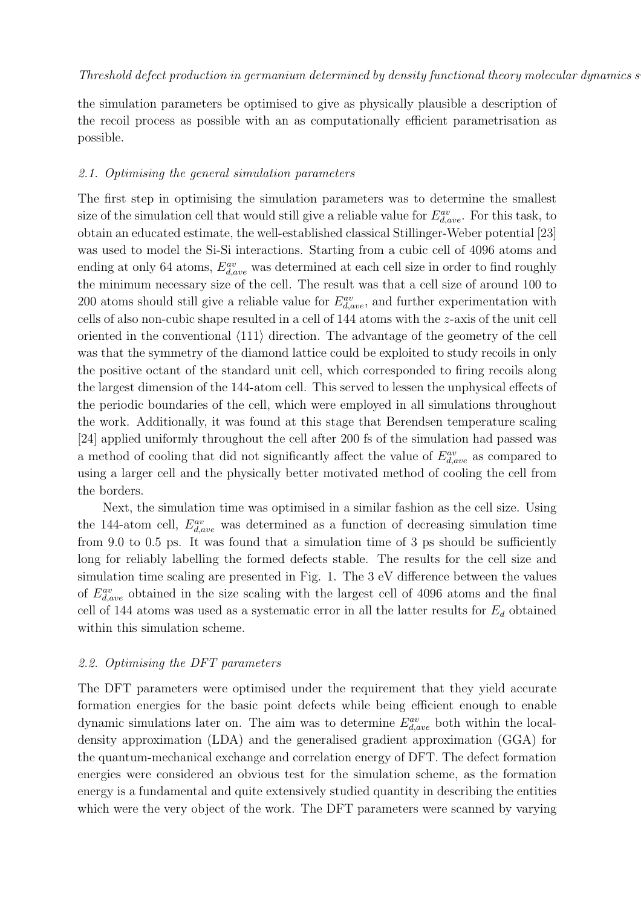the simulation parameters be optimised to give as physically plausible a description of the recoil process as possible with an as computationally efficient parametrisation as possible.

### 2.1. Optimising the general simulation parameters

The first step in optimising the simulation parameters was to determine the smallest size of the simulation cell that would still give a reliable value for $E_{d,ave}^{av}$. For this task, to obtain an educated estimate, the well-established classical Stillinger-Weber potential [23] was used to model the Si-Si interactions. Starting from a cubic cell of 4096 atoms and ending at only 64 atoms, $E_{d,ave}^{av}$ was determined at each cell size in order to find roughly the minimum necessary size of the cell. The result was that a cell size of around 100 to 200 atoms should still give a reliable value for $E_{d,ave}^{av}$, and further experimentation with cells of also non-cubic shape resulted in a cell of 144 atoms with the $z$-axis of the unit cell oriented in the conventional $\langle 111 \rangle$ direction. The advantage of the geometry of the cell was that the symmetry of the diamond lattice could be exploited to study recoils in only the positive octant of the standard unit cell, which corresponded to firing recoils along the largest dimension of the 144-atom cell. This served to lessen the unphysical effects of the periodic boundaries of the cell, which were employed in all simulations throughout the work. Additionally, it was found at this stage that Berendsen temperature scaling [24] applied uniformly throughout the cell after 200 fs of the simulation had passed was a method of cooling that did not significantly affect the value of $E_{d,ave}^{av}$ as compared to using a larger cell and the physically better motivated method of cooling the cell from the borders.

Next, the simulation time was optimised in a similar fashion as the cell size. Using the 144-atom cell, $E_{d,ave}^{av}$ was determined as a function of decreasing simulation time from 9.0 to 0.5 ps. It was found that a simulation time of 3 ps should be sufficiently long for reliably labelling the formed defects stable. The results for the cell size and simulation time scaling are presented in Fig. 1. The 3 eV difference between the values of $E_{d,ave}^{av}$ obtained in the size scaling with the largest cell of 4096 atoms and the final cell of 144 atoms was used as a systematic error in all the latter results for $E_d$ obtained within this simulation scheme.

### 2.2. Optimising the DFT parameters

The DFT parameters were optimised under the requirement that they yield accurate formation energies for the basic point defects while being efficient enough to enable dynamic simulations later on. The aim was to determine $E_{d,ave}^{av}$ both within the local-density approximation (LDA) and the generalised gradient approximation (GGA) for the quantum-mechanical exchange and correlation energy of DFT. The defect formation energies were considered an obvious test for the simulation scheme, as the formation energy is a fundamental and quite extensively studied quantity in describing the entities which were the very object of the work. The DFT parameters were scanned by varying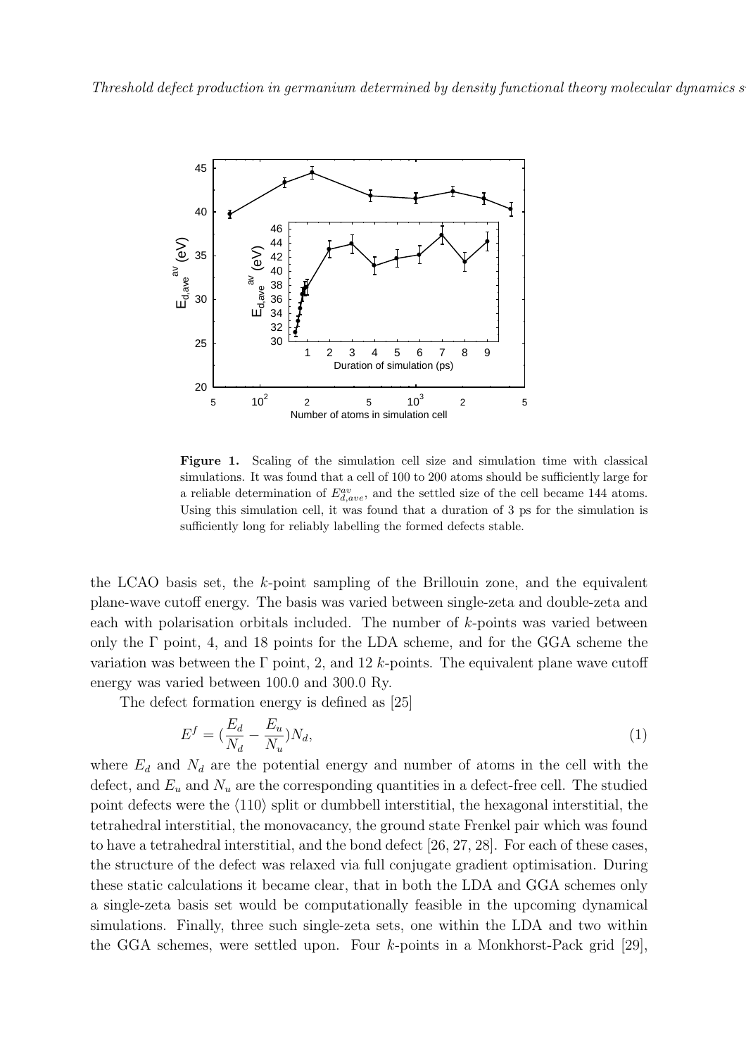**Figure 1.** Scaling of the simulation cell size and simulation time with classical simulations. It was found that a cell of 100 to 200 atoms should be sufficiently large for a reliable determination of $E^{av}_{d,ave}$, and the settled size of the cell became 144 atoms. Using this simulation cell, it was found that a duration of 3 ps for the simulation is sufficiently long for reliably labelling the formed defects stable.

the LCAO basis set, the $k$-point sampling of the Brillouin zone, and the equivalent plane-wave cutoff energy. The basis was varied between single-zeta and double-zeta and each with polarisation orbitals included. The number of $k$-points was varied between only the $\Gamma$ point, 4, and 18 points for the LDA scheme, and for the GGA scheme the variation was between the $\Gamma$ point, 2, and 12 $k$-points. The equivalent plane wave cutoff energy was varied between 100.0 and 300.0 Ry.

The defect formation energy is defined as [25]

$$E^f = (\frac{E_d}{N_d} - \frac{E_u}{N_u})N_d, \tag{1}$$

where $E_d$ and $N_d$ are the potential energy and number of atoms in the cell with the defect, and $E_u$ and $N_u$ are the corresponding quantities in a defect-free cell. The studied point defects were the $\langle 110 \rangle$ split or dumbbell interstitial, the hexagonal interstitial, the tetrahedral interstitial, the monovacancy, the ground state Frenkel pair which was found to have a tetrahedral interstitial, and the bond defect [26, 27, 28]. For each of these cases, the structure of the defect was relaxed via full conjugate gradient optimisation. During these static calculations it became clear, that in both the LDA and GGA schemes only a single-zeta basis set would be computationally feasible in the upcoming dynamical simulations. Finally, three such single-zeta sets, one within the LDA and two within the GGA schemes, were settled upon. Four $k$-points in a Monkhorst-Pack grid [29],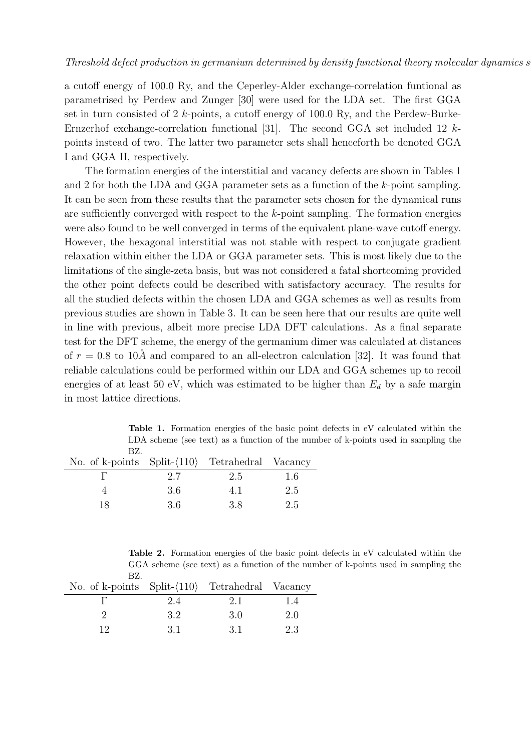a cutoff energy of 100.0 Ry, and the Ceperley-Alder exchange-correlation funtional as parametrised by Perdew and Zunger [30] were used for the LDA set. The first GGA set in turn consisted of 2 $k$-points, a cutoff energy of 100.0 Ry, and the Perdew-Burke-Ernzerhof exchange-correlation functional [31]. The second GGA set included 12 $k$-points instead of two. The latter two parameter sets shall henceforth be denoted GGA I and GGA II, respectively.

The formation energies of the interstitial and vacancy defects are shown in Tables 1 and 2 for both the LDA and GGA parameter sets as a function of the $k$-point sampling. It can be seen from these results that the parameter sets chosen for the dynamical runs are sufficiently converged with respect to the $k$-point sampling. The formation energies were also found to be well converged in terms of the equivalent plane-wave cutoff energy. However, the hexagonal interstitial was not stable with respect to conjugate gradient relaxation within either the LDA or GGA parameter sets. This is most likely due to the limitations of the single-zeta basis, but was not considered a fatal shortcoming provided the other point defects could be described with satisfactory accuracy. The results for all the studied defects within the chosen LDA and GGA schemes as well as results from previous studies are shown in Table 3. It can be seen here that our results are quite well in line with previous, albeit more precise LDA DFT calculations. As a final separate test for the DFT scheme, the energy of the germanium dimer was calculated at distances of $r = 0.8$ to $10\AA$ and compared to an all-electron calculation [32]. It was found that reliable calculations could be performed within our LDA and GGA schemes up to recoil energies of at least 50 eV, which was estimated to be higher than $E_d$ by a safe margin in most lattice directions.

**Table 1.** Formation energies of the basic point defects in eV calculated within the LDA scheme (see text) as a function of the number of k-points used in sampling the BZ.

| No. of k-points | Split-$\langle 110 \rangle$ | Tetrahedral | Vacancy |
|---|---|---|---|
| $\Gamma$ | 2.7 | 2.5 | 1.6 |
| 4 | 3.6 | 4.1 | 2.5 |
| 18 | 3.6 | 3.8 | 2.5 |

**Table 2.** Formation energies of the basic point defects in eV calculated within the GGA scheme (see text) as a function of the number of k-points used in sampling the BZ.

| No. of k-points | Split-$\langle 110 \rangle$ | Tetrahedral | Vacancy |
|---|---|---|---|
| $\Gamma$ | 2.4 | 2.1 | 1.4 |
| 2 | 3.2 | 3.0 | 2.0 |
| 12 | 3.1 | 3.1 | 2.3 |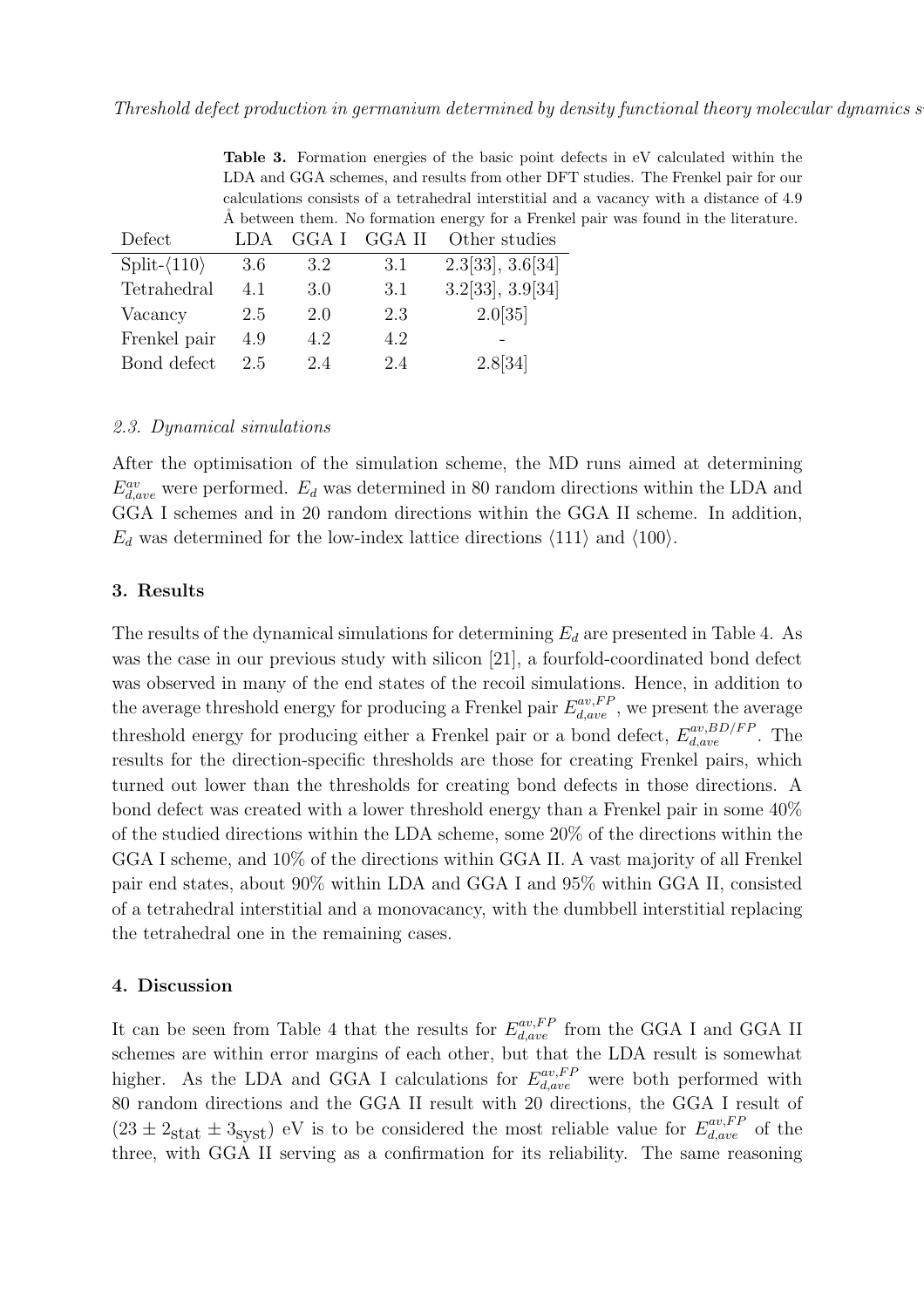**Table 3.** Formation energies of the basic point defects in eV calculated within the LDA and GGA schemes, and results from other DFT studies. The Frenkel pair for our calculations consists of a tetrahedral interstitial and a vacancy with a distance of 4.9 Å between them. No formation energy for a Frenkel pair was found in the literature.

| Defect | LDA | GGA I | GGA II | Other studies |
|---|---|---|---|---|
| Split-⟨110⟩ | 3.6 | 3.2 | 3.1 | 2.3[33], 3.6[34] |
| Tetrahedral | 4.1 | 3.0 | 3.1 | 3.2[33], 3.9[34] |
| Vacancy | 2.5 | 2.0 | 2.3 | 2.0[35] |
| Frenkel pair | 4.9 | 4.2 | 4.2 | - |
| Bond defect | 2.5 | 2.4 | 2.4 | 2.8[34] |

### 2.3. Dynamical simulations

After the optimisation of the simulation scheme, the MD runs aimed at determining $E^{av}_{d,ave}$ were performed. $E_d$ was determined in 80 random directions within the LDA and GGA I schemes and in 20 random directions within the GGA II scheme. In addition, $E_d$ was determined for the low-index lattice directions ⟨111⟩ and ⟨100⟩.

## 3. Results

The results of the dynamical simulations for determining $E_d$ are presented in Table 4. As was the case in our previous study with silicon [21], a fourfold-coordinated bond defect was observed in many of the end states of the recoil simulations. Hence, in addition to the average threshold energy for producing a Frenkel pair $E^{av,FP}_{d,ave}$, we present the average threshold energy for producing either a Frenkel pair or a bond defect, $E^{av,BD/FP}_{d,ave}$. The results for the direction-specific thresholds are those for creating Frenkel pairs, which turned out lower than the thresholds for creating bond defects in those directions. A bond defect was created with a lower threshold energy than a Frenkel pair in some 40% of the studied directions within the LDA scheme, some 20% of the directions within the GGA I scheme, and 10% of the directions within GGA II. A vast majority of all Frenkel pair end states, about 90% within LDA and GGA I and 95% within GGA II, consisted of a tetrahedral interstitial and a monovacancy, with the dumbbell interstitial replacing the tetrahedral one in the remaining cases.

## 4. Discussion

It can be seen from Table 4 that the results for $E^{av,FP}_{d,ave}$ from the GGA I and GGA II schemes are within error margins of each other, but that the LDA result is somewhat higher. As the LDA and GGA I calculations for $E^{av,FP}_{d,ave}$ were both performed with 80 random directions and the GGA II result with 20 directions, the GGA I result of $(23 \pm 2_{\text{stat}} \pm 3_{\text{syst}})$ eV is to be considered the most reliable value for $E^{av,FP}_{d,ave}$ of the three, with GGA II serving as a confirmation for its reliability. The same reasoning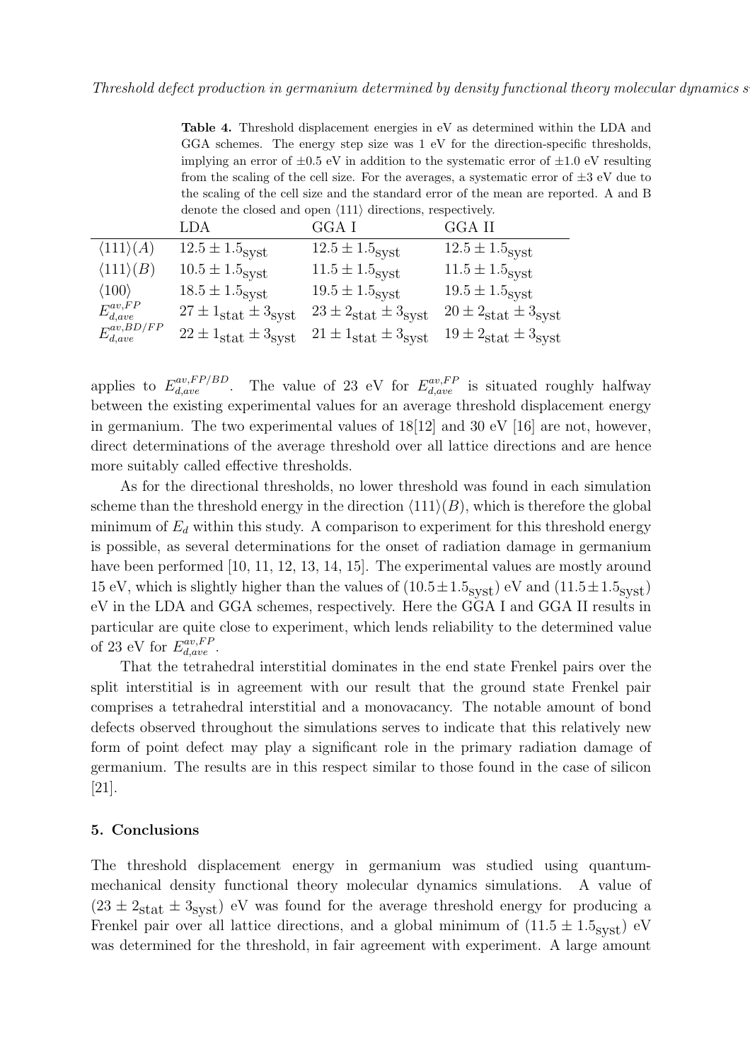**Table 4.** Threshold displacement energies in eV as determined within the LDA and GGA schemes. The energy step size was 1 eV for the direction-specific thresholds, implying an error of ±0.5 eV in addition to the systematic error of ±1.0 eV resulting from the scaling of the cell size. For the averages, a systematic error of ±3 eV due to the scaling of the cell size and the standard error of the mean are reported. A and B denote the closed and open ⟨111⟩ directions, respectively.

| | LDA | GGA I | GGA II |
|---|---|---|---|
| $\langle 111 \rangle (A)$ | $12.5 \pm 1.5_{\mathrm{syst}}$ | $12.5 \pm 1.5_{\mathrm{syst}}$ | $12.5 \pm 1.5_{\mathrm{syst}}$ |
| $\langle 111 \rangle (B)$ | $10.5 \pm 1.5_{\mathrm{syst}}$ | $11.5 \pm 1.5_{\mathrm{syst}}$ | $11.5 \pm 1.5_{\mathrm{syst}}$ |
| $\langle 100 \rangle$ | $18.5 \pm 1.5_{\mathrm{syst}}$ | $19.5 \pm 1.5_{\mathrm{syst}}$ | $19.5 \pm 1.5_{\mathrm{syst}}$ |
| $E_{d,ave}^{av,FP}$ | $27 \pm 1_{\mathrm{stat}} \pm 3_{\mathrm{syst}}$ | $23 \pm 2_{\mathrm{stat}} \pm 3_{\mathrm{syst}}$ | $20 \pm 2_{\mathrm{stat}} \pm 3_{\mathrm{syst}}$ |
| $E_{d,ave}^{av,BD/FP}$ | $22 \pm 1_{\mathrm{stat}} \pm 3_{\mathrm{syst}}$ | $21 \pm 1_{\mathrm{stat}} \pm 3_{\mathrm{syst}}$ | $19 \pm 2_{\mathrm{stat}} \pm 3_{\mathrm{syst}}$ |

applies to $E_{d,ave}^{av,FP/BD}$. The value of 23 eV for $E_{d,ave}^{av,FP}$ is situated roughly halfway between the existing experimental values for an average threshold displacement energy in germanium. The two experimental values of 18[12] and 30 eV [16] are not, however, direct determinations of the average threshold over all lattice directions and are hence more suitably called effective thresholds.

As for the directional thresholds, no lower threshold was found in each simulation scheme than the threshold energy in the direction $\langle 111 \rangle (B)$, which is therefore the global minimum of $E_d$ within this study. A comparison to experiment for this threshold energy is possible, as several determinations for the onset of radiation damage in germanium have been performed [10, 11, 12, 13, 14, 15]. The experimental values are mostly around 15 eV, which is slightly higher than the values of $(10.5 \pm 1.5_{\mathrm{syst}})$ eV and $(11.5 \pm 1.5_{\mathrm{syst}})$ eV in the LDA and GGA schemes, respectively. Here the GGA I and GGA II results in particular are quite close to experiment, which lends reliability to the determined value of 23 eV for $E_{d,ave}^{av,FP}$.

That the tetrahedral interstitial dominates in the end state Frenkel pairs over the split interstitial is in agreement with our result that the ground state Frenkel pair comprises a tetrahedral interstitial and a monovacancy. The notable amount of bond defects observed throughout the simulations serves to indicate that this relatively new form of point defect may play a significant role in the primary radiation damage of germanium. The results are in this respect similar to those found in the case of silicon [21].

## 5. Conclusions

The threshold displacement energy in germanium was studied using quantum-mechanical density functional theory molecular dynamics simulations. A value of $(23 \pm 2_{\mathrm{stat}} \pm 3_{\mathrm{syst}})$ eV was found for the average threshold energy for producing a Frenkel pair over all lattice directions, and a global minimum of $(11.5 \pm 1.5_{\mathrm{syst}})$ eV was determined for the threshold, in fair agreement with experiment. A large amount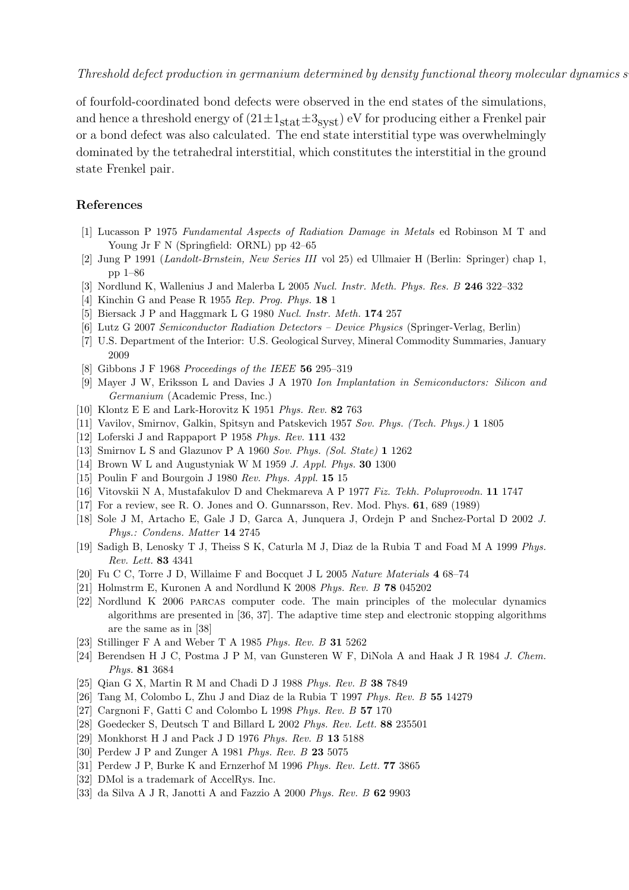of fourfold-coordinated bond defects were observed in the end states of the simulations, and hence a threshold energy of $(21 \pm 1_{\text{stat}} \pm 3_{\text{syst}})$ eV for producing either a Frenkel pair or a bond defect was also calculated. The end state interstitial type was overwhelmingly dominated by the tetrahedral interstitial, which constitutes the interstitial in the ground state Frenkel pair.

## References

[1] Lucasson P 1975 *Fundamental Aspects of Radiation Damage in Metals* ed Robinson M T and Young Jr F N (Springfield: ORNL) pp 42–65

[2] Jung P 1991 (*Landolt-Brnstein, New Series III* vol 25) ed Ullmaier H (Berlin: Springer) chap 1, pp 1–86

[3] Nordlund K, Wallenius J and Malerba L 2005 *Nucl. Instr. Meth. Phys. Res. B* **246** 322–332

[4] Kinchin G and Pease R 1955 *Rep. Prog. Phys.* **18** 1

[5] Biersack J P and Haggmark L G 1980 *Nucl. Instr. Meth.* **174** 257

[6] Lutz G 2007 *Semiconductor Radiation Detectors – Device Physics* (Springer-Verlag, Berlin)

[7] U.S. Department of the Interior: U.S. Geological Survey, Mineral Commodity Summaries, January 2009

[8] Gibbons J F 1968 *Proceedings of the IEEE* **56** 295–319

[9] Mayer J W, Eriksson L and Davies J A 1970 *Ion Implantation in Semiconductors: Silicon and Germanium* (Academic Press, Inc.)

[10] Klontz E E and Lark-Horovitz K 1951 *Phys. Rev.* **82** 763

[11] Vavilov, Smirnov, Galkin, Spitsyn and Patskevich 1957 *Sov. Phys. (Tech. Phys.)* **1** 1805

[12] Loferski J and Rappaport P 1958 *Phys. Rev.* **111** 432

[13] Smirnov L S and Glazunov P A 1960 *Sov. Phys. (Sol. State)* **1** 1262

[14] Brown W L and Augustyniak W M 1959 *J. Appl. Phys.* **30** 1300

[15] Poulin F and Bourgoin J 1980 *Rev. Phys. Appl.* **15** 15

[16] Vitovskii N A, Mustafakulov D and Chekmareva A P 1977 *Fiz. Tekh. Poluprovodn.* **11** 1747

[17] For a review, see R. O. Jones and O. Gunnarsson, Rev. Mod. Phys. **61**, 689 (1989)

[18] Sole J M, Artacho E, Gale J D, Garca A, Junquera J, Ordejn P and Snchez-Portal D 2002 *J. Phys.: Condens. Matter* **14** 2745

[19] Sadigh B, Lenosky T J, Theiss S K, Caturla M J, Diaz de la Rubia T and Foad M A 1999 *Phys. Rev. Lett.* **83** 4341

[20] Fu C C, Torre J D, Willaime F and Bocquet J L 2005 *Nature Materials* **4** 68–74

[21] Holmstrm E, Kuronen A and Nordlund K 2008 *Phys. Rev. B* **78** 045202

[22] Nordlund K 2006 PARCAS computer code. The main principles of the molecular dynamics algorithms are presented in [36, 37]. The adaptive time step and electronic stopping algorithms are the same as in [38]

[23] Stillinger F A and Weber T A 1985 *Phys. Rev. B* **31** 5262

[24] Berendsen H J C, Postma J P M, van Gunsteren W F, DiNola A and Haak J R 1984 *J. Chem. Phys.* **81** 3684

[25] Qian G X, Martin R M and Chadi D J 1988 *Phys. Rev. B* **38** 7849

[26] Tang M, Colombo L, Zhu J and Diaz de la Rubia T 1997 *Phys. Rev. B* **55** 14279

[27] Cargnoni F, Gatti C and Colombo L 1998 *Phys. Rev. B* **57** 170

[28] Goedecker S, Deutsch T and Billard L 2002 *Phys. Rev. Lett.* **88** 235501

[29] Monkhorst H J and Pack J D 1976 *Phys. Rev. B* **13** 5188

[30] Perdew J P and Zunger A 1981 *Phys. Rev. B* **23** 5075

[31] Perdew J P, Burke K and Ernzerhof M 1996 *Phys. Rev. Lett.* **77** 3865

[32] DMol is a trademark of AccelRys. Inc.

[33] da Silva A J R, Janotti A and Fazzio A 2000 *Phys. Rev. B* **62** 9903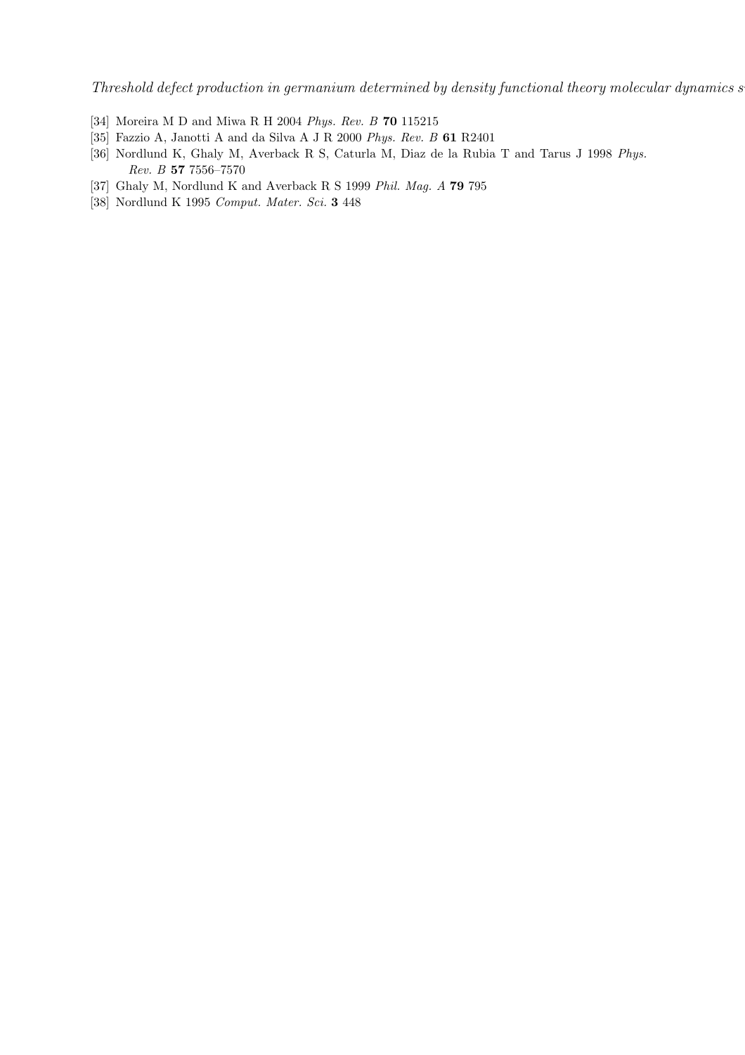[34] Moreira M D and Miwa R H 2004 *Phys. Rev. B* **70** 115215

[35] Fazzio A, Janotti A and da Silva A J R 2000 *Phys. Rev. B* **61** R2401

[36] Nordlund K, Ghaly M, Averback R S, Caturla M, Diaz de la Rubia T and Tarus J 1998 *Phys. Rev. B* **57** 7556–7570

[37] Ghaly M, Nordlund K and Averback R S 1999 *Phil. Mag. A* **79** 795

[38] Nordlund K 1995 *Comput. Mater. Sci.* **3** 448